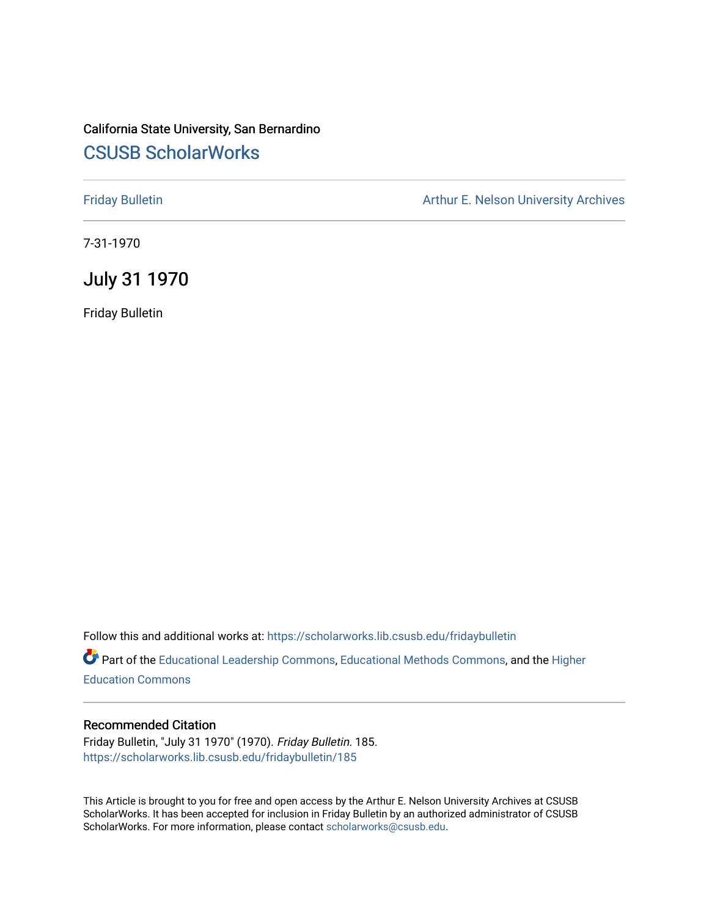California State University, San Bernardino

# CSUSB ScholarWorks

Friday Bulletin

Arthur E. Nelson University Archives

7-31-1970

## July 31 1970

Friday Bulletin

Follow this and additional works at: https://scholarworks.lib.csusb.edu/fridaybulletin

Part of the Educational Leadership Commons, Educational Methods Commons, and the Higher Education Commons

### Recommended Citation

Friday Bulletin, "July 31 1970" (1970). *Friday Bulletin*. 185.
https://scholarworks.lib.csusb.edu/fridaybulletin/185

This Article is brought to you for free and open access by the Arthur E. Nelson University Archives at CSUSB ScholarWorks. It has been accepted for inclusion in Friday Bulletin by an authorized administrator of CSUSB ScholarWorks. For more information, please contact scholarworks@csusb.edu.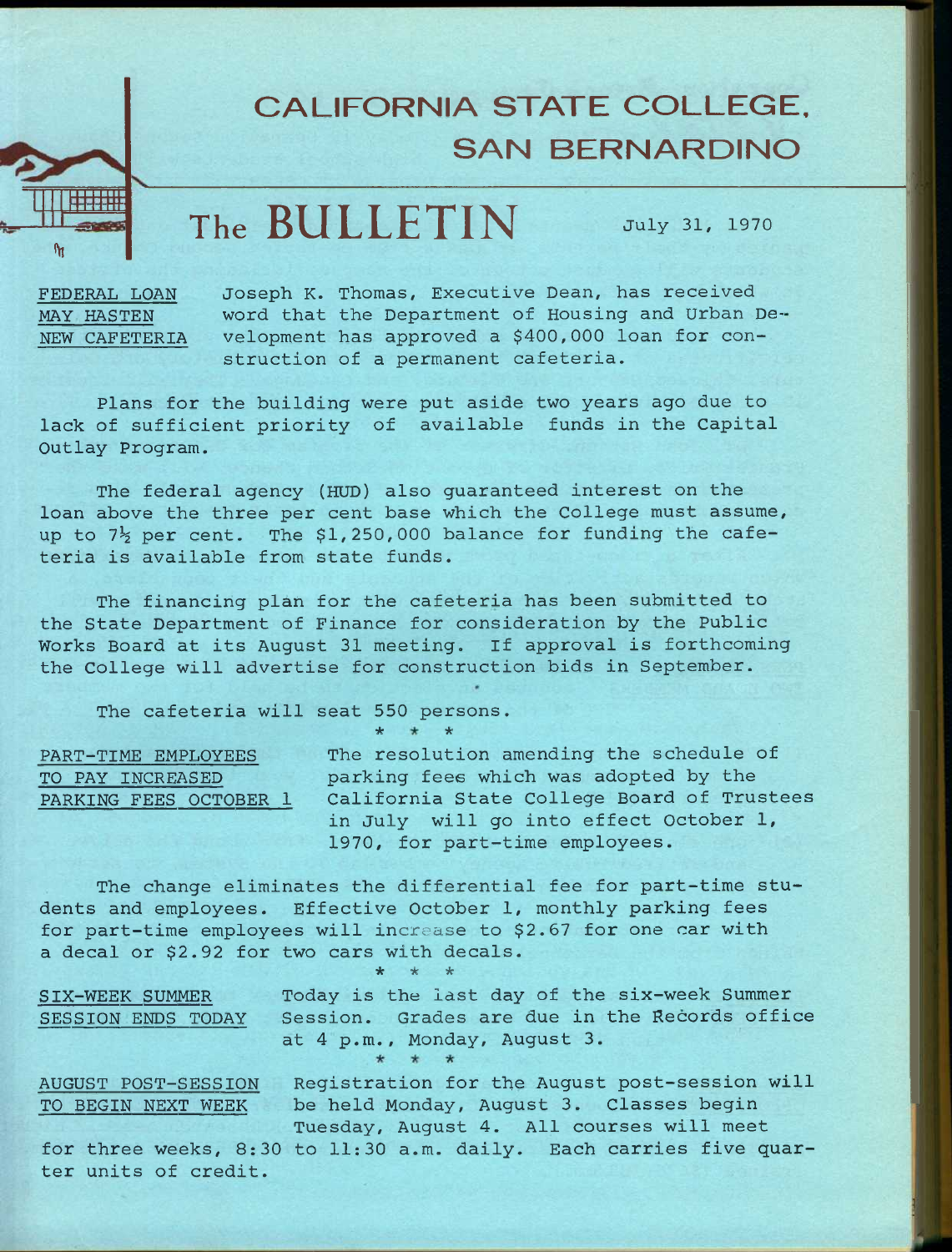# CALIFORNIA STATE COLLEGE, SAN BERNARDINO

# The BULLETIN

July 31, 1970

**FEDERAL LOAN MAY HASTEN NEW CAFETERIA**

Joseph K. Thomas, Executive Dean, has received word that the Department of Housing and Urban Development has approved a $400,000 loan for construction of a permanent cafeteria.

Plans for the building were put aside two years ago due to lack of sufficient priority of available funds in the Capital Outlay Program.

The federal agency (HUD) also guaranteed interest on the loan above the three per cent base which the College must assume, up to 7½ per cent. The $1,250,000 balance for funding the cafeteria is available from state funds.

The financing plan for the cafeteria has been submitted to the State Department of Finance for consideration by the Public Works Board at its August 31 meeting. If approval is forthcoming the College will advertise for construction bids in September.

The cafeteria will seat 550 persons.

\* \* \*

**PART-TIME EMPLOYEES TO PAY INCREASED PARKING FEES OCTOBER 1**

The resolution amending the schedule of parking fees which was adopted by the California State College Board of Trustees in July will go into effect October 1, 1970, for part-time employees.

The change eliminates the differential fee for part-time students and employees. Effective October 1, monthly parking fees for part-time employees will increase to $2.67 for one car with a decal or $2.92 for two cars with decals.

\* \* \*

**SIX-WEEK SUMMER SESSION ENDS TODAY**

Today is the last day of the six-week Summer Session. Grades are due in the Records office at 4 p.m., Monday, August 3.

\* \* \*

**AUGUST POST-SESSION TO BEGIN NEXT WEEK**

Registration for the August post-session will be held Monday, August 3. Classes begin Tuesday, August 4. All courses will meet for three weeks, 8:30 to 11:30 a.m. daily. Each carries five quarter units of credit.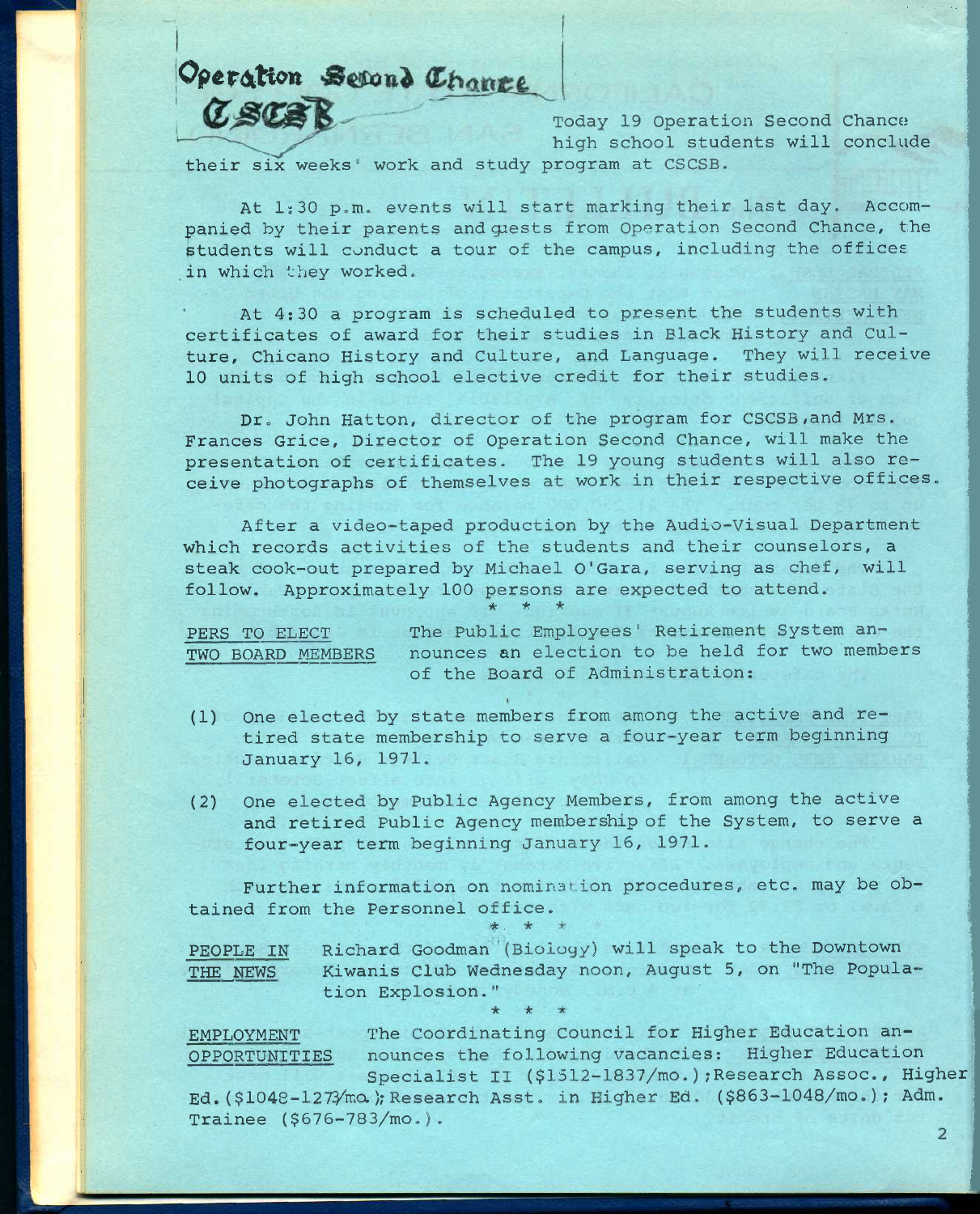**Operation Second Chance**

**CSCSB**

Today 19 Operation Second Chance high school students will conclude their six weeks' work and study program at CSCSB.

At 1:30 p.m. events will start marking their last day. Accompanied by their parents and guests from Operation Second Chance, the students will conduct a tour of the campus, including the offices in which they worked.

At 4:30 a program is scheduled to present the students with certificates of award for their studies in Black History and Culture, Chicano History and Culture, and Language. They will receive 10 units of high school elective credit for their studies.

Dr. John Hatton, director of the program for CSCSB, and Mrs. Frances Grice, Director of Operation Second Chance, will make the presentation of certificates. The 19 young students will also receive photographs of themselves at work in their respective offices.

After a video-taped production by the Audio-Visual Department which records activities of the students and their counselors, a steak cook-out prepared by Michael O'Gara, serving as chef, will follow. Approximately 100 persons are expected to attend.

\* \* \*

<u>PERS TO ELECT TWO BOARD MEMBERS</u> The Public Employees' Retirement System announces an election to be held for two members of the Board of Administration:

(1) One elected by state members from among the active and retired state membership to serve a four-year term beginning January 16, 1971.

(2) One elected by Public Agency Members, from among the active and retired Public Agency membership of the System, to serve a four-year term beginning January 16, 1971.

Further information on nomination procedures, etc. may be obtained from the Personnel office.

\* \* \*

<u>PEOPLE IN THE NEWS</u> Richard Goodman (Biology) will speak to the Downtown Kiwanis Club Wednesday noon, August 5, on "The Population Explosion."

\* \* \*

<u>EMPLOYMENT OPPORTUNITIES</u> The Coordinating Council for Higher Education announces the following vacancies: Higher Education Specialist II ($1512-1837/mo.); Research Assoc., Higher Ed. ($1048-1273/mo.); Research Asst. in Higher Ed. ($863-1048/mo.); Adm. Trainee ($676-783/mo.).